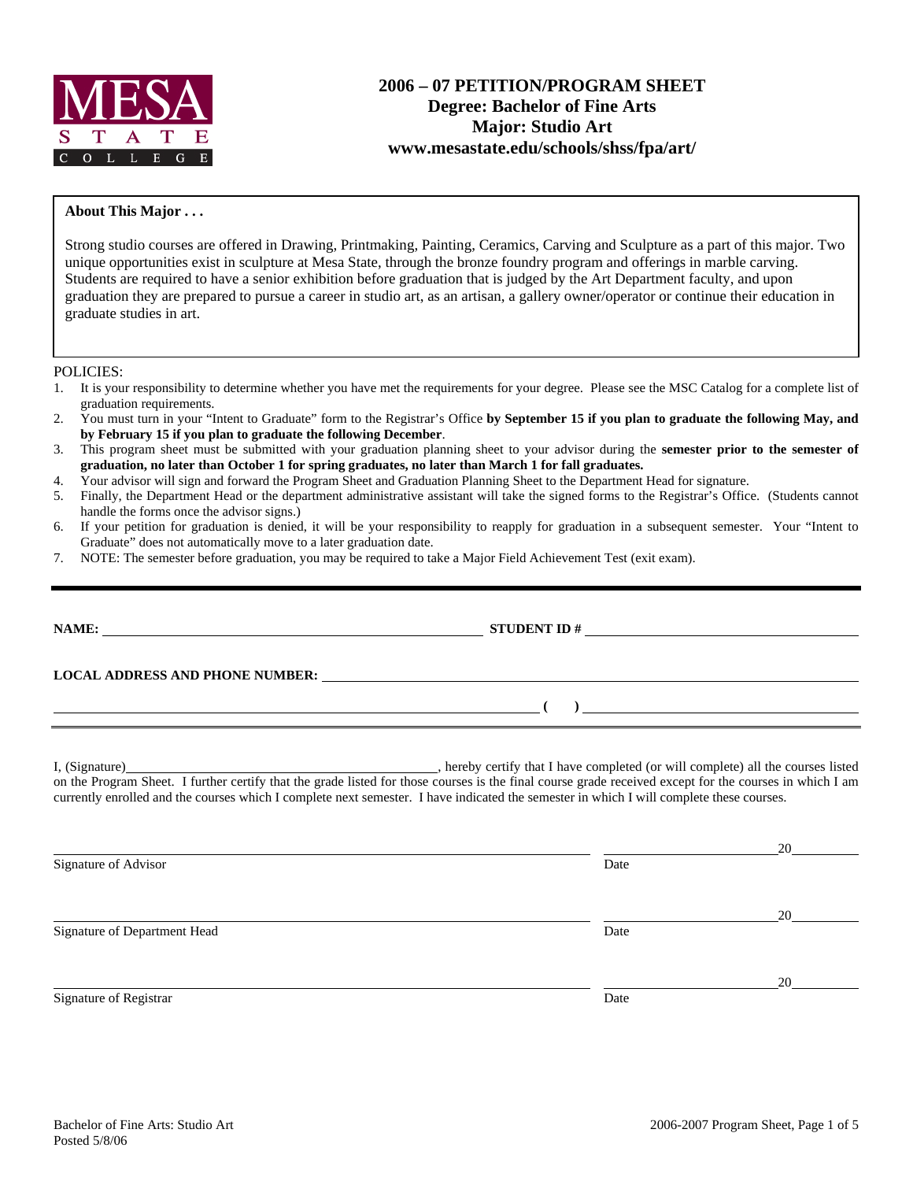MESA STATE COLLEGE

# 2006 – 07 PETITION/PROGRAM SHEET
## Degree: Bachelor of Fine Arts
## Major: Studio Art
## www.mesastate.edu/schools/shss/fpa/art/

**About This Major . . .**

Strong studio courses are offered in Drawing, Printmaking, Painting, Ceramics, Carving and Sculpture as a part of this major. Two unique opportunities exist in sculpture at Mesa State, through the bronze foundry program and offerings in marble carving. Students are required to have a senior exhibition before graduation that is judged by the Art Department faculty, and upon graduation they are prepared to pursue a career in studio art, as an artisan, a gallery owner/operator or continue their education in graduate studies in art.

POLICIES:

1. It is your responsibility to determine whether you have met the requirements for your degree. Please see the MSC Catalog for a complete list of graduation requirements.
2. You must turn in your "Intent to Graduate" form to the Registrar's Office **by September 15 if you plan to graduate the following May, and by February 15 if you plan to graduate the following December**.
3. This program sheet must be submitted with your graduation planning sheet to your advisor during the **semester prior to the semester of graduation, no later than October 1 for spring graduates, no later than March 1 for fall graduates.**
4. Your advisor will sign and forward the Program Sheet and Graduation Planning Sheet to the Department Head for signature.
5. Finally, the Department Head or the department administrative assistant will take the signed forms to the Registrar's Office. (Students cannot handle the forms once the advisor signs.)
6. If your petition for graduation is denied, it will be your responsibility to reapply for graduation in a subsequent semester. Your "Intent to Graduate" does not automatically move to a later graduation date.
7. NOTE: The semester before graduation, you may be required to take a Major Field Achievement Test (exit exam).

---

**NAME:** ______________________________ **STUDENT ID #** ______________________________

**LOCAL ADDRESS AND PHONE NUMBER:** ______________________________

______________________________ **(   )** ______________________________

I, (Signature)______________________________, hereby certify that I have completed (or will complete) all the courses listed on the Program Sheet. I further certify that the grade listed for those courses is the final course grade received except for the courses in which I am currently enrolled and the courses which I complete next semester. I have indicated the semester in which I will complete these courses.

______________________________ ______________20______
Signature of Advisor Date

______________________________ ______________20______
Signature of Department Head Date

______________________________ ______________20______
Signature of Registrar Date

Bachelor of Fine Arts: Studio Art
Posted 5/8/06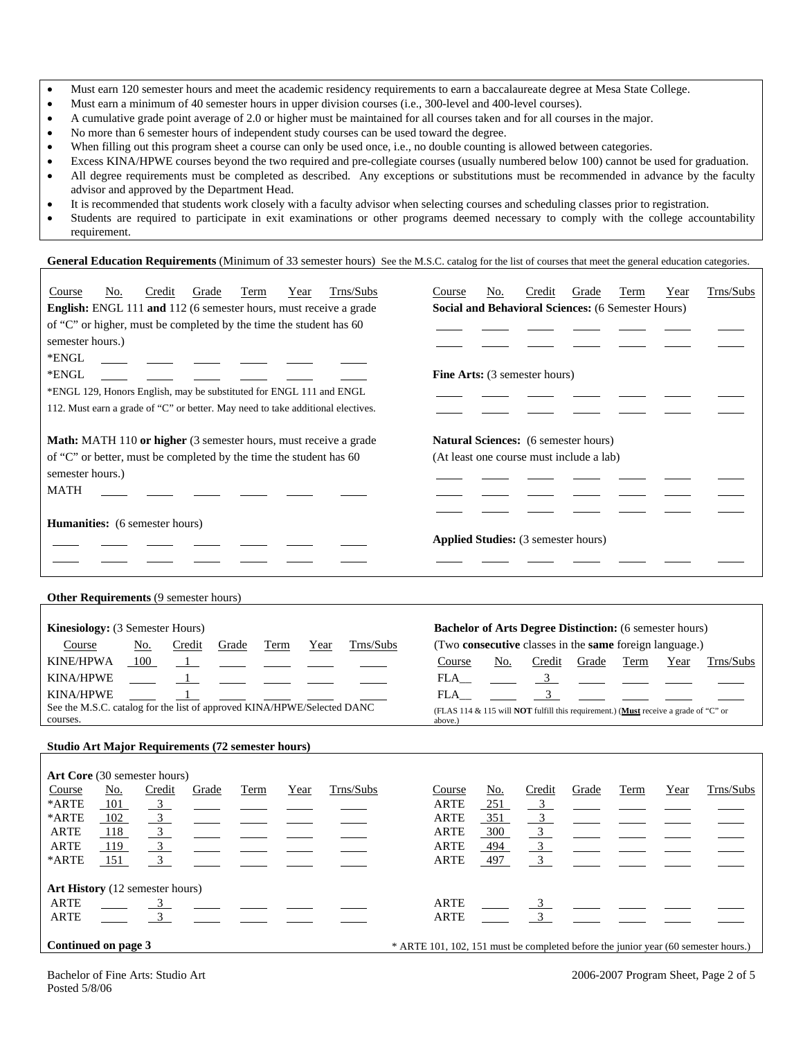- Must earn 120 semester hours and meet the academic residency requirements to earn a baccalaureate degree at Mesa State College.
- Must earn a minimum of 40 semester hours in upper division courses (i.e., 300-level and 400-level courses).
- A cumulative grade point average of 2.0 or higher must be maintained for all courses taken and for all courses in the major.
- No more than 6 semester hours of independent study courses can be used toward the degree.
- When filling out this program sheet a course can only be used once, i.e., no double counting is allowed between categories.
- Excess KINA/HPWE courses beyond the two required and pre-collegiate courses (usually numbered below 100) cannot be used for graduation.
- All degree requirements must be completed as described. Any exceptions or substitutions must be recommended in advance by the faculty advisor and approved by the Department Head.
- It is recommended that students work closely with a faculty advisor when selecting courses and scheduling classes prior to registration.
- Students are required to participate in exit examinations or other programs deemed necessary to comply with the college accountability requirement.

**General Education Requirements** (Minimum of 33 semester hours) See the M.S.C. catalog for the list of courses that meet the general education categories.

**English:** ENGL 111 **and** 112 (6 semester hours, must receive a grade of "C" or higher, must be completed by the time the student has 60 semester hours.)

| Course | No. | Credit | Grade | Term | Year | Trns/Subs |
|---|---|---|---|---|---|---|
| *ENGL | | | | | | |
| *ENGL | | | | | | |

*ENGL 129, Honors English, may be substituted for ENGL 111 and ENGL 112. Must earn a grade of "C" or better. May need to take additional electives.

**Math:** MATH 110 **or higher** (3 semester hours, must receive a grade of "C" or better, must be completed by the time the student has 60 semester hours.)

| Course | No. | Credit | Grade | Term | Year | Trns/Subs |
|---|---|---|---|---|---|---|
| MATH | | | | | | |

**Humanities:** (6 semester hours)

| Course | No. | Credit | Grade | Term | Year | Trns/Subs |
|---|---|---|---|---|---|---|
| | | | | | | |
| | | | | | | |

**Social and Behavioral Sciences:** (6 Semester Hours)

| Course | No. | Credit | Grade | Term | Year | Trns/Subs |
|---|---|---|---|---|---|---|
| | | | | | | |
| | | | | | | |

**Fine Arts:** (3 semester hours)

| Course | No. | Credit | Grade | Term | Year | Trns/Subs |
|---|---|---|---|---|---|---|
| | | | | | | |
| | | | | | | |

**Natural Sciences:** (6 semester hours)
(At least one course must include a lab)

| Course | No. | Credit | Grade | Term | Year | Trns/Subs |
|---|---|---|---|---|---|---|
| | | | | | | |
| | | | | | | |
| | | | | | | |

**Applied Studies:** (3 semester hours)

| Course | No. | Credit | Grade | Term | Year | Trns/Subs |
|---|---|---|---|---|---|---|
| | | | | | | |

**Other Requirements** (9 semester hours)

**Kinesiology:** (3 Semester Hours)

| Course | No. | Credit | Grade | Term | Year | Trns/Subs |
|---|---|---|---|---|---|---|
| KINE/HPWA | 100 | 1 | | | | |
| KINA/HPWE | | 1 | | | | |
| KINA/HPWE | | 1 | | | | |

See the M.S.C. catalog for the list of approved KINA/HPWE/Selected DANC courses.

**Bachelor of Arts Degree Distinction:** (6 semester hours)
(Two **consecutive** classes in the **same** foreign language.)

| Course | No. | Credit | Grade | Term | Year | Trns/Subs |
|---|---|---|---|---|---|---|
| FLA__ | | 3 | | | | |
| FLA__ | | 3 | | | | |

(FLAS 114 & 115 will **NOT** fulfill this requirement.) (**Must** receive a grade of "C" or above.)

**Studio Art Major Requirements (72 semester hours)**

**Art Core** (30 semester hours)

| Course | No. | Credit | Grade | Term | Year | Trns/Subs |
|---|---|---|---|---|---|---|
| *ARTE | 101 | 3 | | | | |
| *ARTE | 102 | 3 | | | | |
| ARTE | 118 | 3 | | | | |
| ARTE | 119 | 3 | | | | |
| *ARTE | 151 | 3 | | | | |
| ARTE | 251 | 3 | | | | |
| ARTE | 351 | 3 | | | | |
| ARTE | 300 | 3 | | | | |
| ARTE | 494 | 3 | | | | |
| ARTE | 497 | 3 | | | | |

**Art History** (12 semester hours)

| Course | No. | Credit | Grade | Term | Year | Trns/Subs |
|---|---|---|---|---|---|---|
| ARTE | | 3 | | | | |
| ARTE | | 3 | | | | |
| ARTE | | 3 | | | | |
| ARTE | | 3 | | | | |

**Continued on page 3**

* ARTE 101, 102, 151 must be completed before the junior year (60 semester hours.)

Bachelor of Fine Arts: Studio Art
Posted 5/8/06

2006-2007 Program Sheet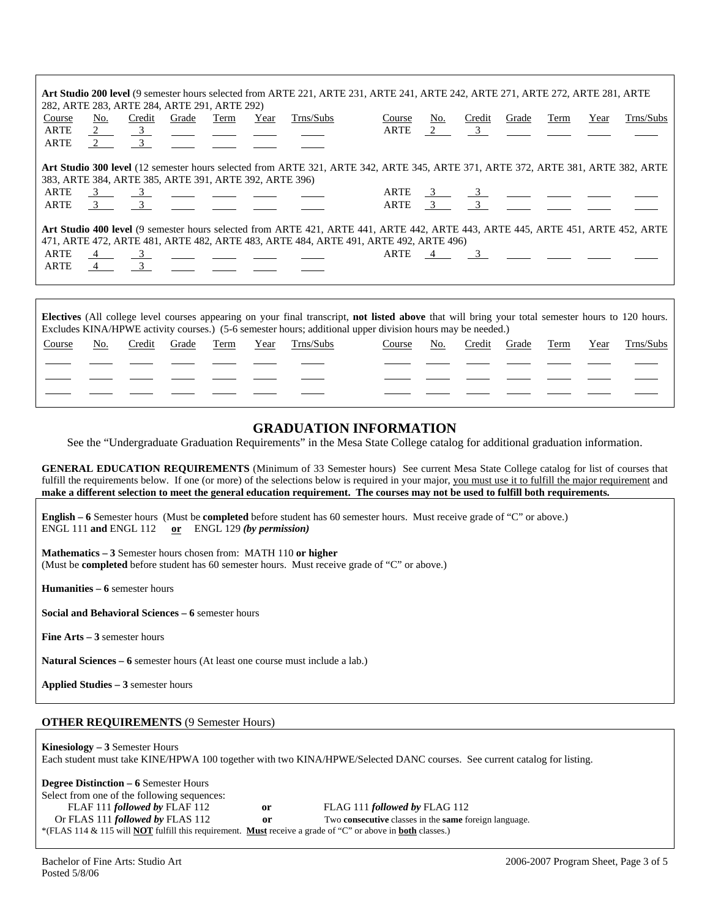**Art Studio 200 level** (9 semester hours selected from ARTE 221, ARTE 231, ARTE 241, ARTE 242, ARTE 271, ARTE 272, ARTE 281, ARTE 282, ARTE 283, ARTE 284, ARTE 291, ARTE 292)

| Course | No. | Credit | Grade | Term | Year | Trns/Subs | Course | No. | Credit | Grade | Term | Year | Trns/Subs |
|---|---|---|---|---|---|---|---|---|---|---|---|---|---|
| ARTE | 2 | 3 | | | | | ARTE | 2 | 3 | | | | |
| ARTE | 2 | 3 | | | | | | | | | | | |

**Art Studio 300 level** (12 semester hours selected from ARTE 321, ARTE 342, ARTE 345, ARTE 371, ARTE 372, ARTE 381, ARTE 382, ARTE 383, ARTE 384, ARTE 385, ARTE 391, ARTE 392, ARTE 396)

| Course | No. | Credit | Grade | Term | Year | Trns/Subs | Course | No. | Credit | Grade | Term | Year | Trns/Subs |
|---|---|---|---|---|---|---|---|---|---|---|---|---|---|
| ARTE | 3 | 3 | | | | | ARTE | 3 | 3 | | | | |
| ARTE | 3 | 3 | | | | | ARTE | 3 | 3 | | | | |

**Art Studio 400 level** (9 semester hours selected from ARTE 421, ARTE 441, ARTE 442, ARTE 443, ARTE 445, ARTE 451, ARTE 452, ARTE 471, ARTE 472, ARTE 481, ARTE 482, ARTE 483, ARTE 484, ARTE 491, ARTE 492, ARTE 496)

| Course | No. | Credit | Grade | Term | Year | Trns/Subs | Course | No. | Credit | Grade | Term | Year | Trns/Subs |
|---|---|---|---|---|---|---|---|---|---|---|---|---|---|
| ARTE | 4 | 3 | | | | | ARTE | 4 | 3 | | | | |
| ARTE | 4 | 3 | | | | | | | | | | | |

**Electives** (All college level courses appearing on your final transcript, **not listed above** that will bring your total semester hours to 120 hours. Excludes KINA/HPWE activity courses.) (5-6 semester hours; additional upper division hours may be needed.)

| Course | No. | Credit | Grade | Term | Year | Trns/Subs | Course | No. | Credit | Grade | Term | Year | Trns/Subs |
|---|---|---|---|---|---|---|---|---|---|---|---|---|---|
| | | | | | | | | | | | | | |
| | | | | | | | | | | | | | |
| | | | | | | | | | | | | | |

## GRADUATION INFORMATION

See the "Undergraduate Graduation Requirements" in the Mesa State College catalog for additional graduation information.

**GENERAL EDUCATION REQUIREMENTS** (Minimum of 33 Semester hours) See current Mesa State College catalog for list of courses that fulfill the requirements below. If one (or more) of the selections below is required in your major, you must use it to fulfill the major requirement and **make a different selection to meet the general education requirement. The courses may not be used to fulfill both requirements.**

**English – 6** Semester hours (Must be **completed** before student has 60 semester hours. Must receive grade of "C" or above.)
ENGL 111 **and** ENGL 112 **or** ENGL 129 ***(by permission)***

**Mathematics – 3** Semester hours chosen from: MATH 110 **or higher**
(Must be **completed** before student has 60 semester hours. Must receive grade of "C" or above.)

**Humanities – 6** semester hours

**Social and Behavioral Sciences – 6** semester hours

**Fine Arts – 3** semester hours

**Natural Sciences – 6** semester hours (At least one course must include a lab.)

**Applied Studies – 3** semester hours

**OTHER REQUIREMENTS** (9 Semester Hours)

**Kinesiology – 3** Semester Hours
Each student must take KINE/HPWA 100 together with two KINA/HPWE/Selected DANC courses. See current catalog for listing.

**Degree Distinction – 6** Semester Hours
Select from one of the following sequences:
FLAF 111 ***followed by*** FLAF 112 **or** FLAG 111 ***followed by*** FLAG 112
Or FLAS 111 ***followed by*** FLAS 112 **or** Two **consecutive** classes in the **same** foreign language.
*(FLAS 114 & 115 will **NOT** fulfill this requirement. **Must** receive a grade of "C" or above in **both** classes.)

Bachelor of Fine Arts: Studio Art
Posted 5/8/06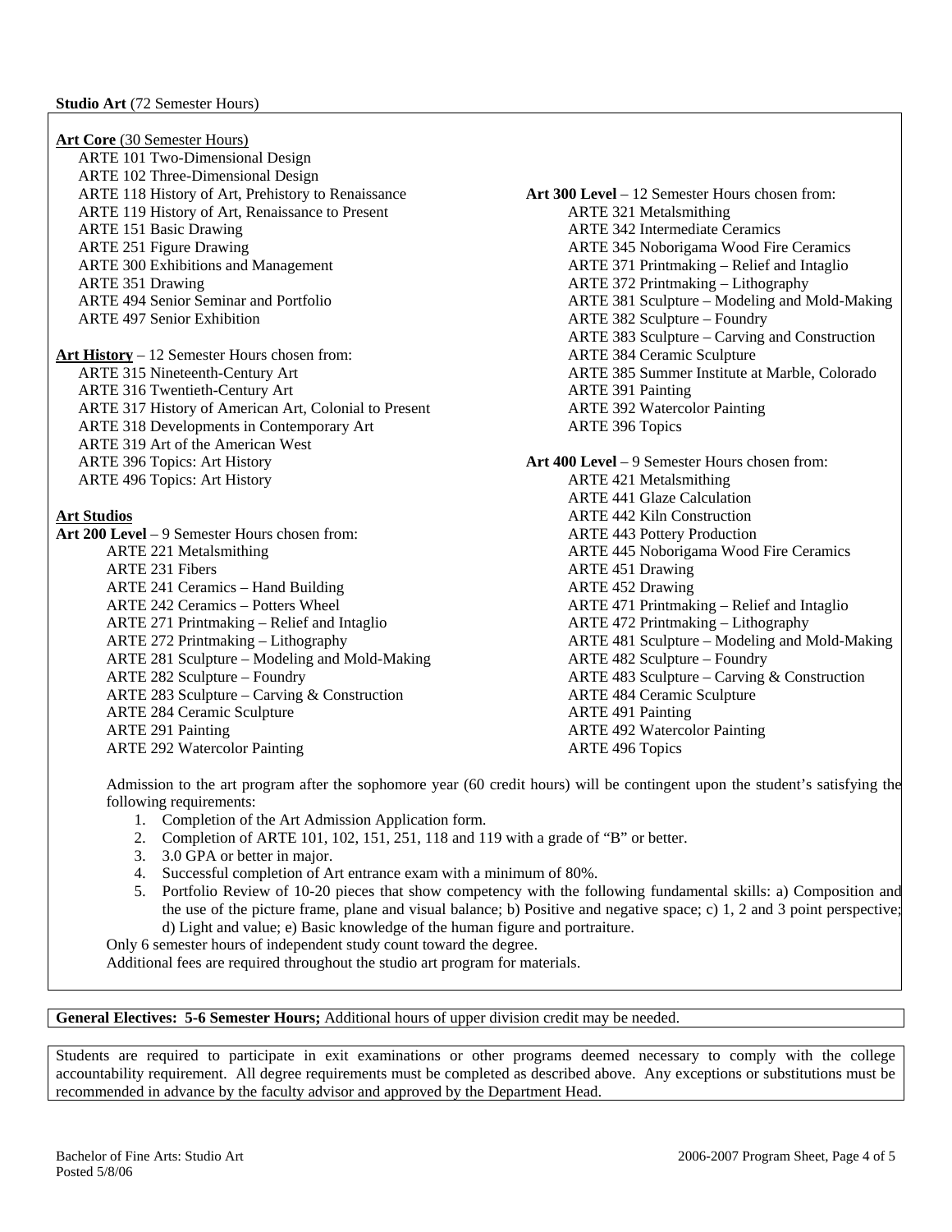**Studio Art** (72 Semester Hours)

**Art Core** (30 Semester Hours)

- ARTE 101 Two-Dimensional Design
- ARTE 102 Three-Dimensional Design
- ARTE 118 History of Art, Prehistory to Renaissance
- ARTE 119 History of Art, Renaissance to Present
- ARTE 151 Basic Drawing
- ARTE 251 Figure Drawing
- ARTE 300 Exhibitions and Management
- ARTE 351 Drawing
- ARTE 494 Senior Seminar and Portfolio
- ARTE 497 Senior Exhibition

**Art History** – 12 Semester Hours chosen from:

- ARTE 315 Nineteenth-Century Art
- ARTE 316 Twentieth-Century Art
- ARTE 317 History of American Art, Colonial to Present
- ARTE 318 Developments in Contemporary Art
- ARTE 319 Art of the American West
- ARTE 396 Topics: Art History
- ARTE 496 Topics: Art History

**Art Studios**

**Art 200 Level** – 9 Semester Hours chosen from:

- ARTE 221 Metalsmithing
- ARTE 231 Fibers
- ARTE 241 Ceramics – Hand Building
- ARTE 242 Ceramics – Potters Wheel
- ARTE 271 Printmaking – Relief and Intaglio
- ARTE 272 Printmaking – Lithography
- ARTE 281 Sculpture – Modeling and Mold-Making
- ARTE 282 Sculpture – Foundry
- ARTE 283 Sculpture – Carving & Construction
- ARTE 284 Ceramic Sculpture
- ARTE 291 Painting
- ARTE 292 Watercolor Painting

**Art 300 Level** – 12 Semester Hours chosen from:

- ARTE 321 Metalsmithing
- ARTE 342 Intermediate Ceramics
- ARTE 345 Noborigama Wood Fire Ceramics
- ARTE 371 Printmaking – Relief and Intaglio
- ARTE 372 Printmaking – Lithography
- ARTE 381 Sculpture – Modeling and Mold-Making
- ARTE 382 Sculpture – Foundry
- ARTE 383 Sculpture – Carving and Construction
- ARTE 384 Ceramic Sculpture
- ARTE 385 Summer Institute at Marble, Colorado
- ARTE 391 Painting
- ARTE 392 Watercolor Painting
- ARTE 396 Topics

**Art 400 Level** – 9 Semester Hours chosen from:

- ARTE 421 Metalsmithing
- ARTE 441 Glaze Calculation
- ARTE 442 Kiln Construction
- ARTE 443 Pottery Production
- ARTE 445 Noborigama Wood Fire Ceramics
- ARTE 451 Drawing
- ARTE 452 Drawing
- ARTE 471 Printmaking – Relief and Intaglio
- ARTE 472 Printmaking – Lithography
- ARTE 481 Sculpture – Modeling and Mold-Making
- ARTE 482 Sculpture – Foundry
- ARTE 483 Sculpture – Carving & Construction
- ARTE 484 Ceramic Sculpture
- ARTE 491 Painting
- ARTE 492 Watercolor Painting
- ARTE 496 Topics

Admission to the art program after the sophomore year (60 credit hours) will be contingent upon the student's satisfying the following requirements:

1. Completion of the Art Admission Application form.
2. Completion of ARTE 101, 102, 151, 251, 118 and 119 with a grade of "B" or better.
3. 3.0 GPA or better in major.
4. Successful completion of Art entrance exam with a minimum of 80%.
5. Portfolio Review of 10-20 pieces that show competency with the following fundamental skills: a) Composition and the use of the picture frame, plane and visual balance; b) Positive and negative space; c) 1, 2 and 3 point perspective; d) Light and value; e) Basic knowledge of the human figure and portraiture.

Only 6 semester hours of independent study count toward the degree.

Additional fees are required throughout the studio art program for materials.

**General Electives: 5-6 Semester Hours;** Additional hours of upper division credit may be needed.

Students are required to participate in exit examinations or other programs deemed necessary to comply with the college accountability requirement. All degree requirements must be completed as described above. Any exceptions or substitutions must be recommended in advance by the faculty advisor and approved by the Department Head.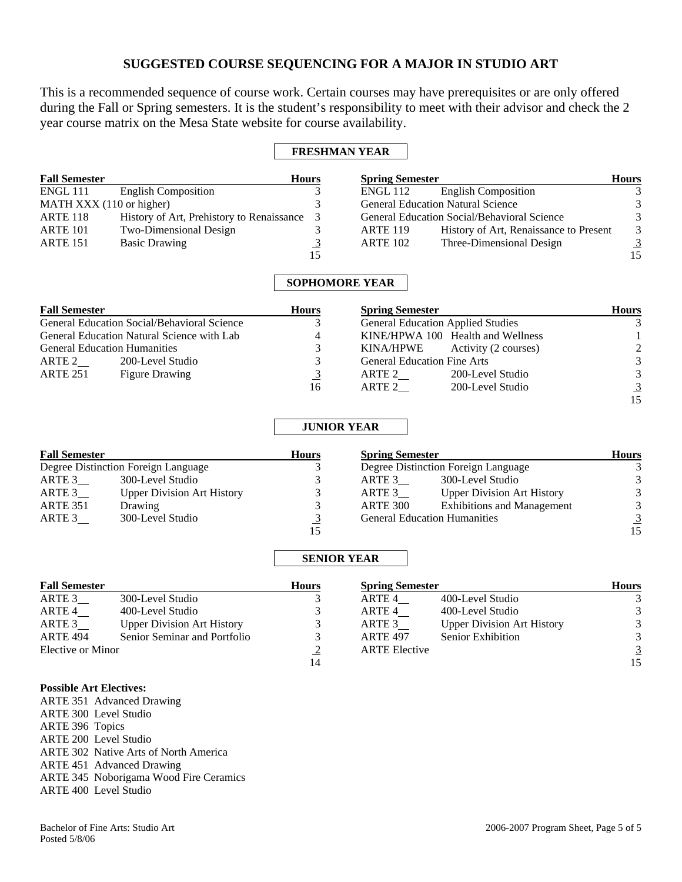# SUGGESTED COURSE SEQUENCING FOR A MAJOR IN STUDIO ART

This is a recommended sequence of course work. Certain courses may have prerequisites or are only offered during the Fall or Spring semesters. It is the student's responsibility to meet with their advisor and check the 2 year course matrix on the Mesa State website for course availability.

## FRESHMAN YEAR

| Fall Semester | | Hours | Spring Semester | | Hours |
|---|---|---|---|---|---|
| ENGL 111 | English Composition | 3 | ENGL 112 | English Composition | 3 |
| MATH XXX (110 or higher) | | 3 | General Education Natural Science | | 3 |
| ARTE 118 | History of Art, Prehistory to Renaissance | 3 | General Education Social/Behavioral Science | | 3 |
| ARTE 101 | Two-Dimensional Design | 3 | ARTE 119 | History of Art, Renaissance to Present | 3 |
| ARTE 151 | Basic Drawing | 3 | ARTE 102 | Three-Dimensional Design | 3 |
| | | 15 | | | 15 |

## SOPHOMORE YEAR

| Fall Semester | | Hours | Spring Semester | | Hours |
|---|---|---|---|---|---|
| General Education Social/Behavioral Science | | 3 | General Education Applied Studies | | 3 |
| General Education Natural Science with Lab | | 4 | KINE/HPWA 100 | Health and Wellness | 1 |
| General Education Humanities | | 3 | KINA/HPWE | Activity (2 courses) | 2 |
| ARTE 2__ | 200-Level Studio | 3 | General Education Fine Arts | | 3 |
| ARTE 251 | Figure Drawing | 3 | ARTE 2__ | 200-Level Studio | 3 |
| | | 16 | ARTE 2__ | 200-Level Studio | 3 |
| | | | | | 15 |

## JUNIOR YEAR

| Fall Semester | | Hours | Spring Semester | | Hours |
|---|---|---|---|---|---|
| Degree Distinction Foreign Language | | 3 | Degree Distinction Foreign Language | | 3 |
| ARTE 3__ | 300-Level Studio | 3 | ARTE 3__ | 300-Level Studio | 3 |
| ARTE 3__ | Upper Division Art History | 3 | ARTE 3__ | Upper Division Art History | 3 |
| ARTE 351 | Drawing | 3 | ARTE 300 | Exhibitions and Management | 3 |
| ARTE 3__ | 300-Level Studio | 3 | General Education Humanities | | 3 |
| | | 15 | | | 15 |

## SENIOR YEAR

| Fall Semester | | Hours | Spring Semester | | Hours |
|---|---|---|---|---|---|
| ARTE 3__ | 300-Level Studio | 3 | ARTE 4__ | 400-Level Studio | 3 |
| ARTE 4__ | 400-Level Studio | 3 | ARTE 4__ | 400-Level Studio | 3 |
| ARTE 3__ | Upper Division Art History | 3 | ARTE 3__ | Upper Division Art History | 3 |
| ARTE 494 | Senior Seminar and Portfolio | 3 | ARTE 497 | Senior Exhibition | 3 |
| Elective or Minor | | 2 | ARTE Elective | | 3 |
| | | 14 | | | 15 |

**Possible Art Electives:**

ARTE 351 Advanced Drawing
ARTE 300 Level Studio
ARTE 396 Topics
ARTE 200 Level Studio
ARTE 302 Native Arts of North America
ARTE 451 Advanced Drawing
ARTE 345 Noborigama Wood Fire Ceramics
ARTE 400 Level Studio

Bachelor of Fine Arts: Studio Art
Posted 5/8/06